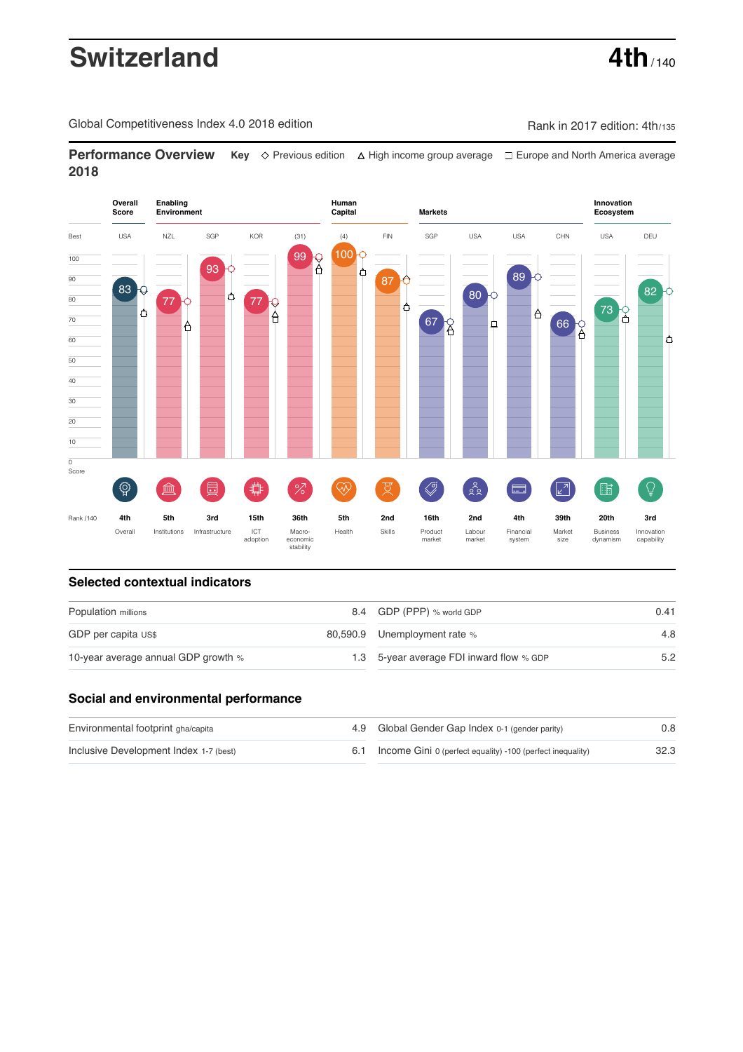# Switzerland

**4th** / 140

Global Competitiveness Index 4.0 2018 edition

Rank in 2017 edition: 4th/135

## Performance Overview 2018

**Key** ◇ Previous edition △ High income group average □ Europe and North America average

| | Overall Score | Enabling Environment | | | | Human Capital | | Markets | | | | Innovation Ecosystem | |
|---|---|---|---|---|---|---|---|---|---|---|---|---|---|
| Best | USA | NZL | SGP | KOR | (31) | (4) | FIN | SGP | USA | USA | CHN | USA | DEU |
| Score | 83 | 77 | 93 | 77 | 99 | 100 | 87 | 67 | 80 | 89 | 66 | 73 | 82 |
| Rank /140 | 4th | 5th | 3rd | 15th | 36th | 5th | 2nd | 16th | 2nd | 4th | 39th | 20th | 3rd |
| | Overall | Institutions | Infrastructure | ICT adoption | Macro-economic stability | Health | Skills | Product market | Labour market | Financial system | Market size | Business dynamism | Innovation capability |

## Selected contextual indicators

| | | | |
|---|---|---|---|
| Population millions | 8.4 | GDP (PPP) % world GDP | 0.41 |
| GDP per capita US$ | 80,590.9 | Unemployment rate % | 4.8 |
| 10-year average annual GDP growth % | 1.3 | 5-year average FDI inward flow % GDP | 5.2 |

## Social and environmental performance

| | | | |
|---|---|---|---|
| Environmental footprint gha/capita | 4.9 | Global Gender Gap Index 0-1 (gender parity) | 0.8 |
| Inclusive Development Index 1-7 (best) | 6.1 | Income Gini 0 (perfect equality) -100 (perfect inequality) | 32.3 |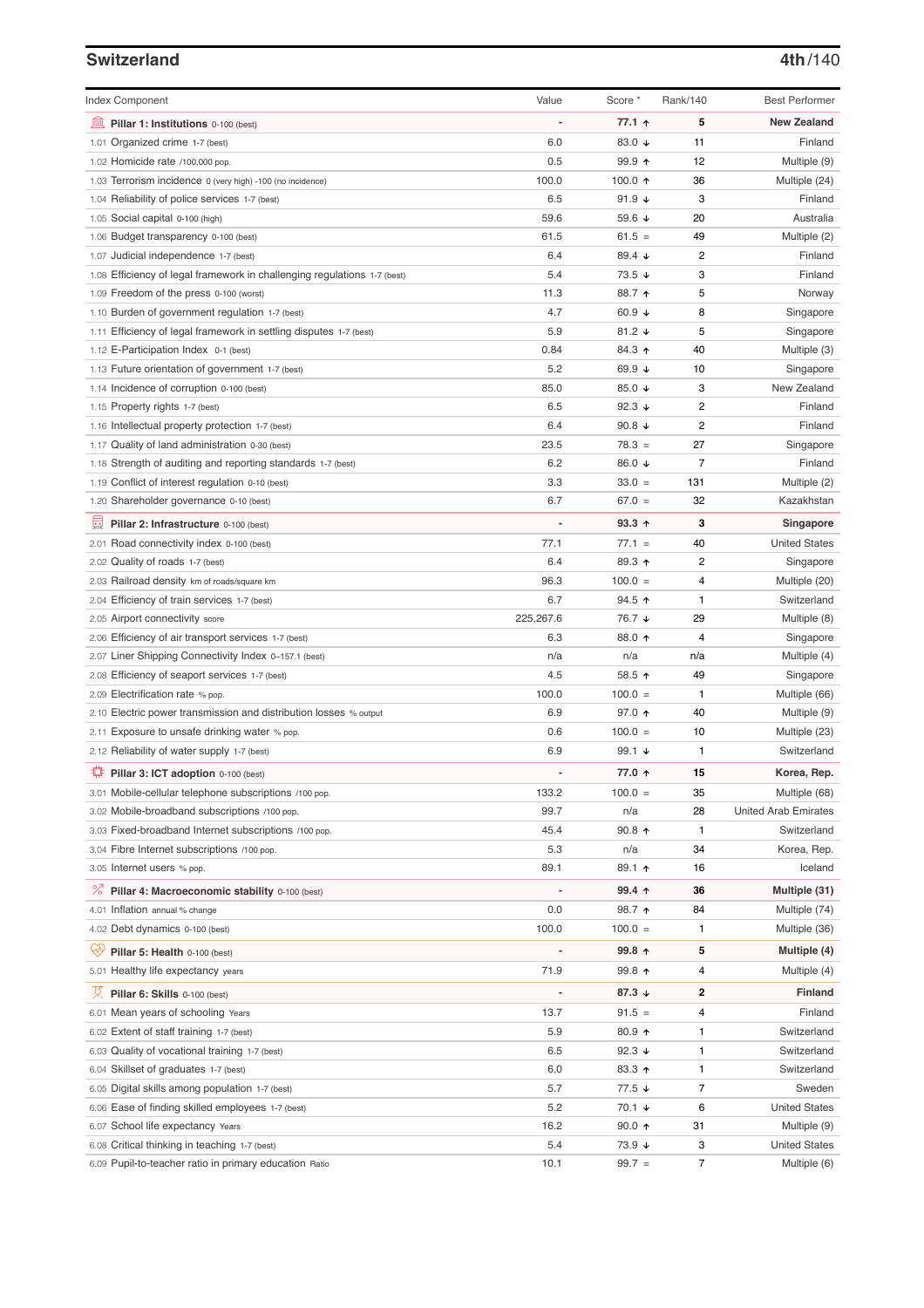## Switzerland

**4th/140**

| Index Component | Value | Score * | Rank/140 | Best Performer |
|---|---|---|---|---|
| **Pillar 1: Institutions** 0-100 (best) | - | **77.1 ↑** | **5** | **New Zealand** |
| 1.01 Organized crime 1-7 (best) | 6.0 | 83.0 ↓ | 11 | Finland |
| 1.02 Homicide rate /100,000 pop. | 0.5 | 99.9 ↑ | 12 | Multiple (9) |
| 1.03 Terrorism incidence 0 (very high) -100 (no incidence) | 100.0 | 100.0 ↑ | 36 | Multiple (24) |
| 1.04 Reliability of police services 1-7 (best) | 6.5 | 91.9 ↓ | 3 | Finland |
| 1.05 Social capital 0-100 (high) | 59.6 | 59.6 ↓ | 20 | Australia |
| 1.06 Budget transparency 0-100 (best) | 61.5 | 61.5 = | 49 | Multiple (2) |
| 1.07 Judicial independence 1-7 (best) | 6.4 | 89.4 ↓ | 2 | Finland |
| 1.08 Efficiency of legal framework in challenging regulations 1-7 (best) | 5.4 | 73.5 ↓ | 3 | Finland |
| 1.09 Freedom of the press 0-100 (worst) | 11.3 | 88.7 ↑ | 5 | Norway |
| 1.10 Burden of government regulation 1-7 (best) | 4.7 | 60.9 ↓ | 8 | Singapore |
| 1.11 Efficiency of legal framework in settling disputes 1-7 (best) | 5.9 | 81.2 ↓ | 5 | Singapore |
| 1.12 E-Participation Index 0-1 (best) | 0.84 | 84.3 ↑ | 40 | Multiple (3) |
| 1.13 Future orientation of government 1-7 (best) | 5.2 | 69.9 ↓ | 10 | Singapore |
| 1.14 Incidence of corruption 0-100 (best) | 85.0 | 85.0 ↓ | 3 | New Zealand |
| 1.15 Property rights 1-7 (best) | 6.5 | 92.3 ↓ | 2 | Finland |
| 1.16 Intellectual property protection 1-7 (best) | 6.4 | 90.8 ↓ | 2 | Finland |
| 1.17 Quality of land administration 0-30 (best) | 23.5 | 78.3 = | 27 | Singapore |
| 1.18 Strength of auditing and reporting standards 1-7 (best) | 6.2 | 86.0 ↓ | 7 | Finland |
| 1.19 Conflict of interest regulation 0-10 (best) | 3.3 | 33.0 = | 131 | Multiple (2) |
| 1.20 Shareholder governance 0-10 (best) | 6.7 | 67.0 = | 32 | Kazakhstan |
| **Pillar 2: Infrastructure** 0-100 (best) | - | **93.3 ↑** | **3** | **Singapore** |
| 2.01 Road connectivity index 0-100 (best) | 77.1 | 77.1 = | 40 | United States |
| 2.02 Quality of roads 1-7 (best) | 6.4 | 89.3 ↑ | 2 | Singapore |
| 2.03 Railroad density km of roads/square km | 96.3 | 100.0 = | 4 | Multiple (20) |
| 2.04 Efficiency of train services 1-7 (best) | 6.7 | 94.5 ↑ | 1 | Switzerland |
| 2.05 Airport connectivity score | 225,267.6 | 76.7 ↓ | 29 | Multiple (8) |
| 2.06 Efficiency of air transport services 1-7 (best) | 6.3 | 88.0 ↑ | 4 | Singapore |
| 2.07 Liner Shipping Connectivity Index 0–157.1 (best) | n/a | n/a | n/a | Multiple (4) |
| 2.08 Efficiency of seaport services 1-7 (best) | 4.5 | 58.5 ↑ | 49 | Singapore |
| 2.09 Electrification rate % pop. | 100.0 | 100.0 = | 1 | Multiple (66) |
| 2.10 Electric power transmission and distribution losses % output | 6.9 | 97.0 ↑ | 40 | Multiple (9) |
| 2.11 Exposure to unsafe drinking water % pop. | 0.6 | 100.0 = | 10 | Multiple (23) |
| 2.12 Reliability of water supply 1-7 (best) | 6.9 | 99.1 ↓ | 1 | Switzerland |
| **Pillar 3: ICT adoption** 0-100 (best) | - | **77.0 ↑** | **15** | **Korea, Rep.** |
| 3.01 Mobile-cellular telephone subscriptions /100 pop. | 133.2 | 100.0 = | 35 | Multiple (68) |
| 3.02 Mobile-broadband subscriptions /100 pop. | 99.7 | n/a | 28 | United Arab Emirates |
| 3.03 Fixed-broadband Internet subscriptions /100 pop. | 45.4 | 90.8 ↑ | 1 | Switzerland |
| 3.04 Fibre Internet subscriptions /100 pop. | 5.3 | n/a | 34 | Korea, Rep. |
| 3.05 Internet users % pop. | 89.1 | 89.1 ↑ | 16 | Iceland |
| **Pillar 4: Macroeconomic stability** 0-100 (best) | - | **99.4 ↑** | **36** | **Multiple (31)** |
| 4.01 Inflation annual % change | 0.0 | 98.7 ↑ | 84 | Multiple (74) |
| 4.02 Debt dynamics 0-100 (best) | 100.0 | 100.0 = | 1 | Multiple (36) |
| **Pillar 5: Health** 0-100 (best) | - | **99.8 ↑** | **5** | **Multiple (4)** |
| 5.01 Healthy life expectancy years | 71.9 | 99.8 ↑ | 4 | Multiple (4) |
| **Pillar 6: Skills** 0-100 (best) | - | **87.3 ↓** | **2** | **Finland** |
| 6.01 Mean years of schooling Years | 13.7 | 91.5 = | 4 | Finland |
| 6.02 Extent of staff training 1-7 (best) | 5.9 | 80.9 ↑ | 1 | Switzerland |
| 6.03 Quality of vocational training 1-7 (best) | 6.5 | 92.3 ↓ | 1 | Switzerland |
| 6.04 Skillset of graduates 1-7 (best) | 6.0 | 83.3 ↑ | 1 | Switzerland |
| 6.05 Digital skills among population 1-7 (best) | 5.7 | 77.5 ↓ | 7 | Sweden |
| 6.06 Ease of finding skilled employees 1-7 (best) | 5.2 | 70.1 ↓ | 6 | United States |
| 6.07 School life expectancy Years | 16.2 | 90.0 ↑ | 31 | Multiple (9) |
| 6.08 Critical thinking in teaching 1-7 (best) | 5.4 | 73.9 ↓ | 3 | United States |
| 6.09 Pupil-to-teacher ratio in primary education Ratio | 10.1 | 99.7 = | 7 | Multiple (6) |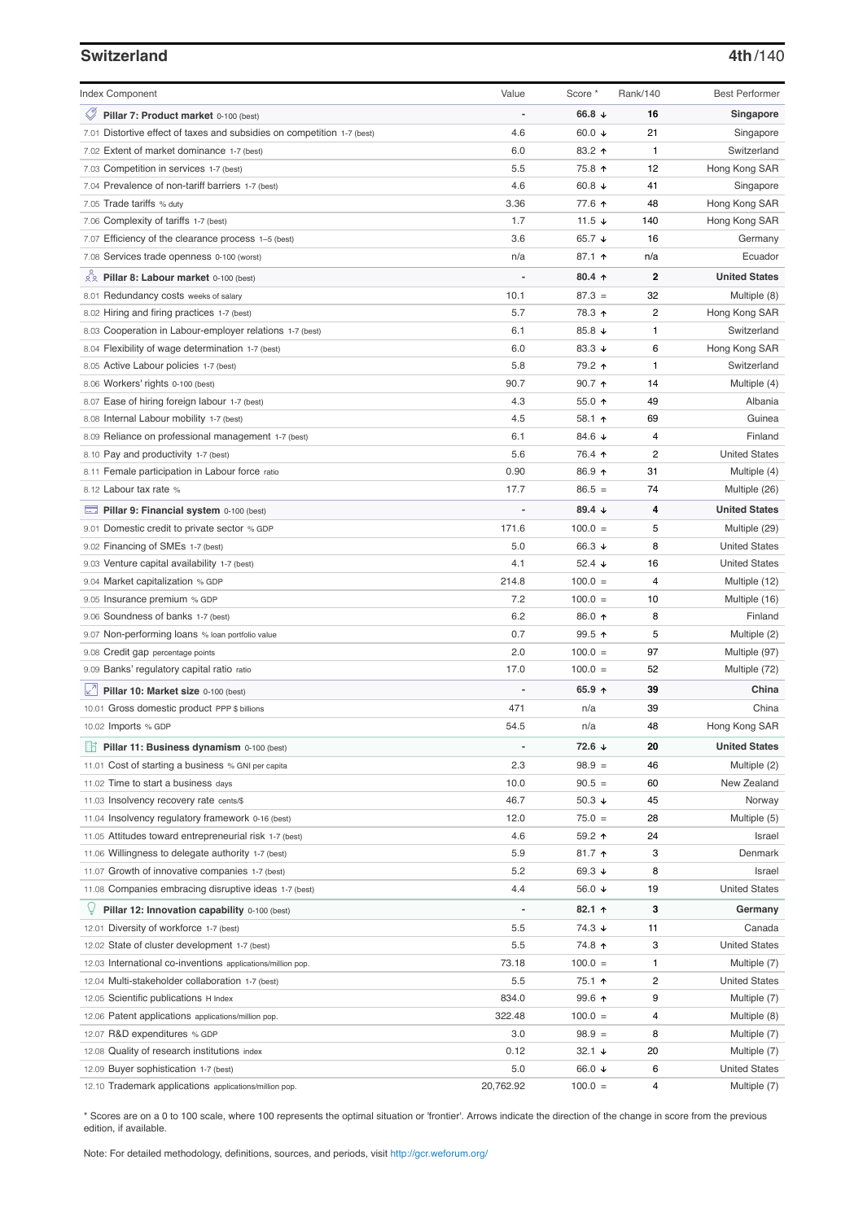## Switzerland

**4th**/140

| Index Component | Value | Score * | Rank/140 | Best Performer |
|---|---|---|---|---|
| **Pillar 7: Product market** 0-100 (best) | - | **66.8 ↓** | **16** | **Singapore** |
| 7.01 Distortive effect of taxes and subsidies on competition 1-7 (best) | 4.6 | 60.0 ↓ | 21 | Singapore |
| 7.02 Extent of market dominance 1-7 (best) | 6.0 | 83.2 ↑ | 1 | Switzerland |
| 7.03 Competition in services 1-7 (best) | 5.5 | 75.8 ↑ | 12 | Hong Kong SAR |
| 7.04 Prevalence of non-tariff barriers 1-7 (best) | 4.6 | 60.8 ↓ | 41 | Singapore |
| 7.05 Trade tariffs % duty | 3.36 | 77.6 ↑ | 48 | Hong Kong SAR |
| 7.06 Complexity of tariffs 1-7 (best) | 1.7 | 11.5 ↓ | 140 | Hong Kong SAR |
| 7.07 Efficiency of the clearance process 1-5 (best) | 3.6 | 65.7 ↓ | 16 | Germany |
| 7.08 Services trade openness 0-100 (worst) | n/a | 87.1 ↑ | n/a | Ecuador |
| **Pillar 8: Labour market** 0-100 (best) | - | **80.4 ↑** | **2** | **United States** |
| 8.01 Redundancy costs weeks of salary | 10.1 | 87.3 = | 32 | Multiple (8) |
| 8.02 Hiring and firing practices 1-7 (best) | 5.7 | 78.3 ↑ | 2 | Hong Kong SAR |
| 8.03 Cooperation in Labour-employer relations 1-7 (best) | 6.1 | 85.8 ↓ | 1 | Switzerland |
| 8.04 Flexibility of wage determination 1-7 (best) | 6.0 | 83.3 ↓ | 6 | Hong Kong SAR |
| 8.05 Active Labour policies 1-7 (best) | 5.8 | 79.2 ↑ | 1 | Switzerland |
| 8.06 Workers' rights 0-100 (best) | 90.7 | 90.7 ↑ | 14 | Multiple (4) |
| 8.07 Ease of hiring foreign labour 1-7 (best) | 4.3 | 55.0 ↑ | 49 | Albania |
| 8.08 Internal Labour mobility 1-7 (best) | 4.5 | 58.1 ↑ | 69 | Guinea |
| 8.09 Reliance on professional management 1-7 (best) | 6.1 | 84.6 ↓ | 4 | Finland |
| 8.10 Pay and productivity 1-7 (best) | 5.6 | 76.4 ↑ | 2 | United States |
| 8.11 Female participation in Labour force ratio | 0.90 | 86.9 ↑ | 31 | Multiple (4) |
| 8.12 Labour tax rate % | 17.7 | 86.5 = | 74 | Multiple (26) |
| **Pillar 9: Financial system** 0-100 (best) | - | **89.4 ↓** | **4** | **United States** |
| 9.01 Domestic credit to private sector % GDP | 171.6 | 100.0 = | 5 | Multiple (29) |
| 9.02 Financing of SMEs 1-7 (best) | 5.0 | 66.3 ↓ | 8 | United States |
| 9.03 Venture capital availability 1-7 (best) | 4.1 | 52.4 ↓ | 16 | United States |
| 9.04 Market capitalization % GDP | 214.8 | 100.0 = | 4 | Multiple (12) |
| 9.05 Insurance premium % GDP | 7.2 | 100.0 = | 10 | Multiple (16) |
| 9.06 Soundness of banks 1-7 (best) | 6.2 | 86.0 ↑ | 8 | Finland |
| 9.07 Non-performing loans % loan portfolio value | 0.7 | 99.5 ↑ | 5 | Multiple (2) |
| 9.08 Credit gap percentage points | 2.0 | 100.0 = | 97 | Multiple (97) |
| 9.09 Banks' regulatory capital ratio ratio | 17.0 | 100.0 = | 52 | Multiple (72) |
| **Pillar 10: Market size** 0-100 (best) | - | **65.9 ↑** | **39** | **China** |
| 10.01 Gross domestic product PPP $ billions | 471 | n/a | 39 | China |
| 10.02 Imports % GDP | 54.5 | n/a | 48 | Hong Kong SAR |
| **Pillar 11: Business dynamism** 0-100 (best) | - | **72.6 ↓** | **20** | **United States** |
| 11.01 Cost of starting a business % GNI per capita | 2.3 | 98.9 = | 46 | Multiple (2) |
| 11.02 Time to start a business days | 10.0 | 90.5 = | 60 | New Zealand |
| 11.03 Insolvency recovery rate cents/$ | 46.7 | 50.3 ↓ | 45 | Norway |
| 11.04 Insolvency regulatory framework 0-16 (best) | 12.0 | 75.0 = | 28 | Multiple (5) |
| 11.05 Attitudes toward entrepreneurial risk 1-7 (best) | 4.6 | 59.2 ↑ | 24 | Israel |
| 11.06 Willingness to delegate authority 1-7 (best) | 5.9 | 81.7 ↑ | 3 | Denmark |
| 11.07 Growth of innovative companies 1-7 (best) | 5.2 | 69.3 ↓ | 8 | Israel |
| 11.08 Companies embracing disruptive ideas 1-7 (best) | 4.4 | 56.0 ↓ | 19 | United States |
| **Pillar 12: Innovation capability** 0-100 (best) | - | **82.1 ↑** | **3** | **Germany** |
| 12.01 Diversity of workforce 1-7 (best) | 5.5 | 74.3 ↓ | 11 | Canada |
| 12.02 State of cluster development 1-7 (best) | 5.5 | 74.8 ↑ | 3 | United States |
| 12.03 International co-inventions applications/million pop. | 73.18 | 100.0 = | 1 | Multiple (7) |
| 12.04 Multi-stakeholder collaboration 1-7 (best) | 5.5 | 75.1 ↑ | 2 | United States |
| 12.05 Scientific publications H Index | 834.0 | 99.6 ↑ | 9 | Multiple (7) |
| 12.06 Patent applications applications/million pop. | 322.48 | 100.0 = | 4 | Multiple (8) |
| 12.07 R&D expenditures % GDP | 3.0 | 98.9 = | 8 | Multiple (7) |
| 12.08 Quality of research institutions index | 0.12 | 32.1 ↓ | 20 | Multiple (7) |
| 12.09 Buyer sophistication 1-7 (best) | 5.0 | 66.0 ↓ | 6 | United States |
| 12.10 Trademark applications applications/million pop. | 20,762.92 | 100.0 = | 4 | Multiple (7) |

* Scores are on a 0 to 100 scale, where 100 represents the optimal situation or 'frontier'. Arrows indicate the direction of the change in score from the previous edition, if available.

Note: For detailed methodology, definitions, sources, and periods, visit http://gcr.weforum.org/